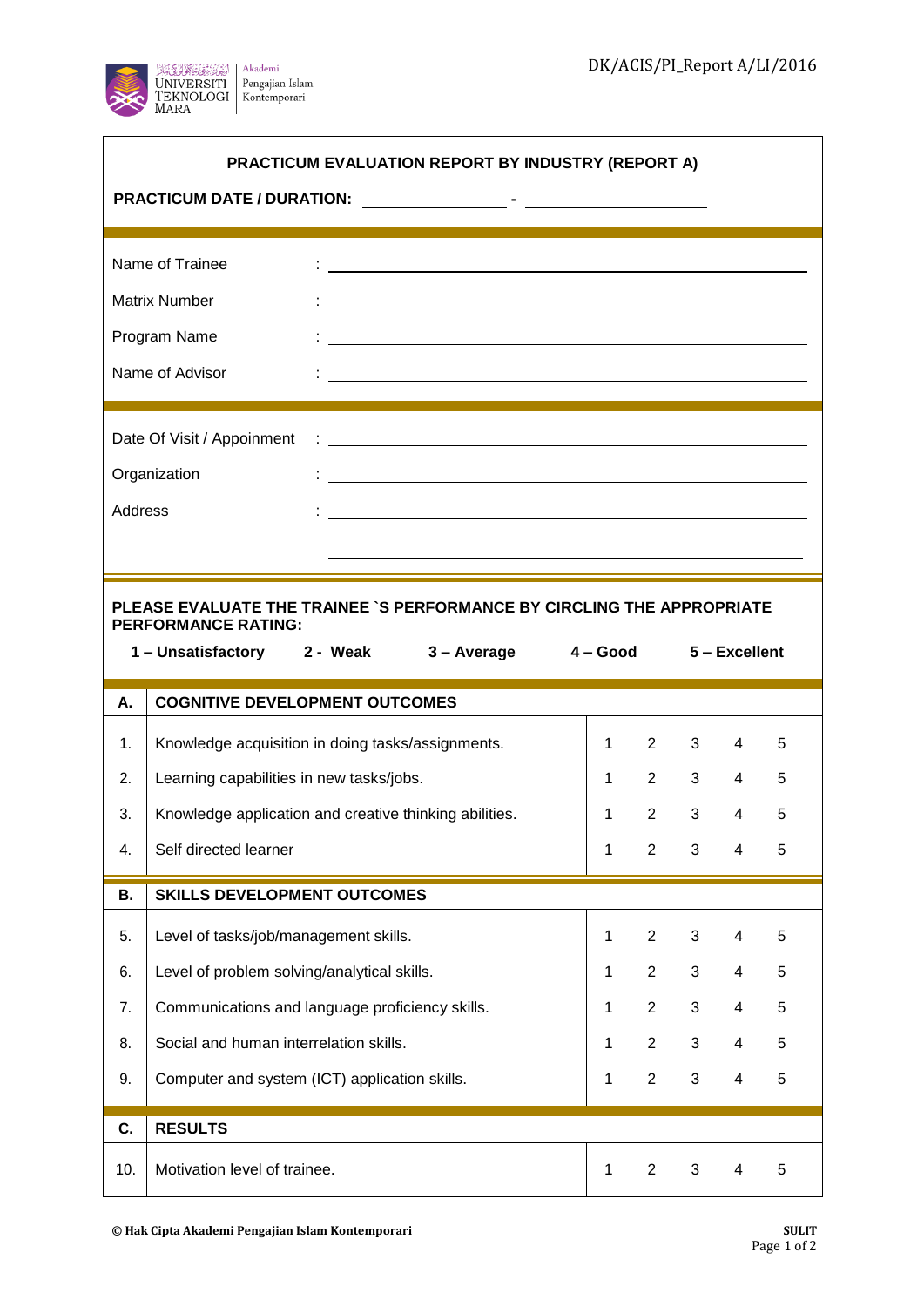UNIVERSITI TEKNOLOGI MARA | Akademi Pengajian Islam Kontemporari

DK/ACIS/PI_Report A/LI/2016

## PRACTICUM EVALUATION REPORT BY INDUSTRY (REPORT A)

**PRACTICUM DATE / DURATION:** ______________ - ________________

| | |
|---|---|
| Name of Trainee | : |
| Matrix Number | : |
| Program Name | : |
| Name of Advisor | : |

| | |
|---|---|
| Date Of Visit / Appoinment | : |
| Organization | : |
| Address | : |

**PLEASE EVALUATE THE TRAINEE `S PERFORMANCE BY CIRCLING THE APPROPRIATE PERFORMANCE RATING:**

**1 – Unsatisfactory 2 - Weak 3 – Average 4 – Good 5 – Excellent**

| | | | | | | |
|---|---|---|---|---|---|---|
| **A.** | **COGNITIVE DEVELOPMENT OUTCOMES** | | | | | |
| 1. | Knowledge acquisition in doing tasks/assignments. | 1 | 2 | 3 | 4 | 5 |
| 2. | Learning capabilities in new tasks/jobs. | 1 | 2 | 3 | 4 | 5 |
| 3. | Knowledge application and creative thinking abilities. | 1 | 2 | 3 | 4 | 5 |
| 4. | Self directed learner | 1 | 2 | 3 | 4 | 5 |
| **B.** | **SKILLS DEVELOPMENT OUTCOMES** | | | | | |
| 5. | Level of tasks/job/management skills. | 1 | 2 | 3 | 4 | 5 |
| 6. | Level of problem solving/analytical skills. | 1 | 2 | 3 | 4 | 5 |
| 7. | Communications and language proficiency skills. | 1 | 2 | 3 | 4 | 5 |
| 8. | Social and human interrelation skills. | 1 | 2 | 3 | 4 | 5 |
| 9. | Computer and system (ICT) application skills. | 1 | 2 | 3 | 4 | 5 |
| **C.** | **RESULTS** | | | | | |
| 10. | Motivation level of trainee. | 1 | 2 | 3 | 4 | 5 |

**© Hak Cipta Akademi Pengajian Islam Kontemporari** **SULIT**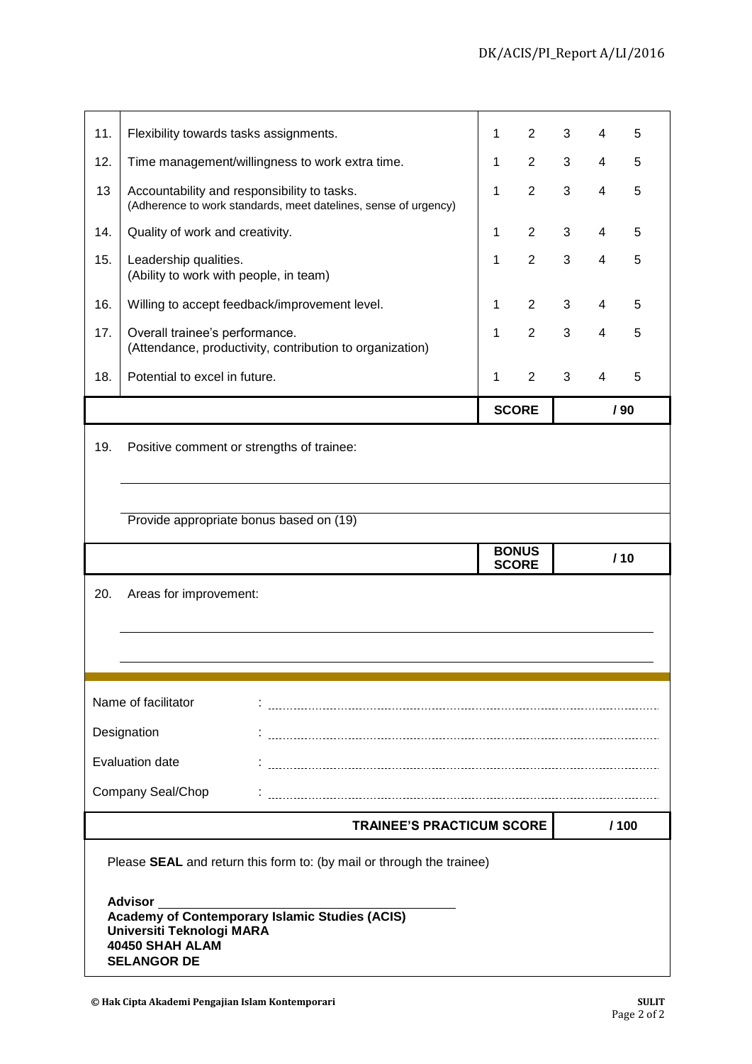| | | | | | | |
|---|---|---|---|---|---|---|
| 11. | Flexibility towards tasks assignments. | 1 | 2 | 3 | 4 | 5 |
| 12. | Time management/willingness to work extra time. | 1 | 2 | 3 | 4 | 5 |
| 13 | Accountability and responsibility to tasks.<br>(Adherence to work standards, meet datelines, sense of urgency) | 1 | 2 | 3 | 4 | 5 |
| 14. | Quality of work and creativity. | 1 | 2 | 3 | 4 | 5 |
| 15. | Leadership qualities.<br>(Ability to work with people, in team) | 1 | 2 | 3 | 4 | 5 |
| 16. | Willing to accept feedback/improvement level. | 1 | 2 | 3 | 4 | 5 |
| 17. | Overall trainee's performance.<br>(Attendance, productivity, contribution to organization) | 1 | 2 | 3 | 4 | 5 |
| 18. | Potential to excel in future. | 1 | 2 | 3 | 4 | 5 |
| | | **SCORE** | | | | **/ 90** |

19. Positive comment or strengths of trainee:

_______________________________________________

Provide appropriate bonus based on (19)

| | |
|---|---|
| **BONUS SCORE** | **/ 10** |

20. Areas for improvement:

_______________________________________________

_______________________________________________

Name of facilitator : ..............................................................

Designation : ..............................................................

Evaluation date : ..............................................................

Company Seal/Chop : ..............................................................

| | |
|---|---|
| **TRAINEE'S PRACTICUM SCORE** | **/ 100** |

Please **SEAL** and return this form to: (by mail or through the trainee)

**Advisor** ______________________________
**Academy of Contemporary Islamic Studies (ACIS)**
**Universiti Teknologi MARA**
**40450 SHAH ALAM**
**SELANGOR DE**

**© Hak Cipta Akademi Pengajian Islam Kontemporari** **SULIT**